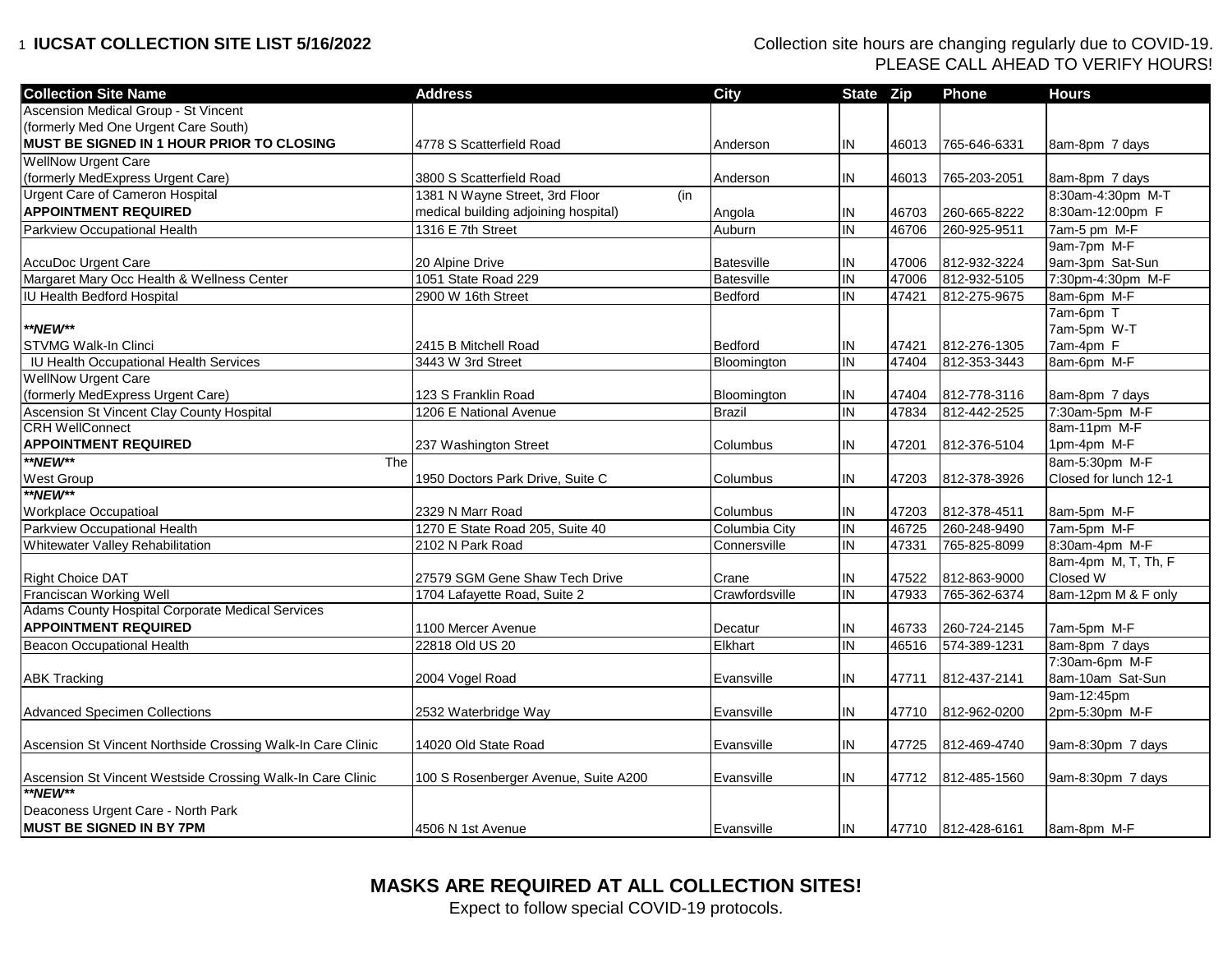# IUCSAT COLLECTION SITE LIST 5/16/2022

Collection site hours are changing regularly due to COVID-19.
PLEASE CALL AHEAD TO VERIFY HOURS!

| Collection Site Name | Address | City | State | Zip | Phone | Hours |
|---|---|---|---|---|---|---|
| Ascension Medical Group - St Vincent (formerly Med One Urgent Care South) **MUST BE SIGNED IN 1 HOUR PRIOR TO CLOSING** | 4778 S Scatterfield Road | Anderson | IN | 46013 | 765-646-6331 | 8am-8pm 7 days |
| WellNow Urgent Care (formerly MedExpress Urgent Care) | 3800 S Scatterfield Road | Anderson | IN | 46013 | 765-203-2051 | 8am-8pm 7 days |
| Urgent Care of Cameron Hospital **APPOINTMENT REQUIRED** | 1381 N Wayne Street, 3rd Floor (in medical building adjoining hospital) | Angola | IN | 46703 | 260-665-8222 | 8:30am-4:30pm M-T 8:30am-12:00pm F |
| Parkview Occupational Health | 1316 E 7th Street | Auburn | IN | 46706 | 260-925-9511 | 7am-5 pm M-F |
| AccuDoc Urgent Care | 20 Alpine Drive | Batesville | IN | 47006 | 812-932-3224 | 9am-7pm M-F 9am-3pm Sat-Sun |
| Margaret Mary Occ Health & Wellness Center | 1051 State Road 229 | Batesville | IN | 47006 | 812-932-5105 | 7:30pm-4:30pm M-F |
| IU Health Bedford Hospital | 2900 W 16th Street | Bedford | IN | 47421 | 812-275-9675 | 8am-6pm M-F |
| ***NEW*** STVMG Walk-In Clinci | 2415 B Mitchell Road | Bedford | IN | 47421 | 812-276-1305 | 7am-6pm T 7am-5pm W-T 7am-4pm F |
| IU Health Occupational Health Services | 3443 W 3rd Street | Bloomington | IN | 47404 | 812-353-3443 | 8am-6pm M-F |
| WellNow Urgent Care (formerly MedExpress Urgent Care) | 123 S Franklin Road | Bloomington | IN | 47404 | 812-778-3116 | 8am-8pm 7 days |
| Ascension St Vincent Clay County Hospital | 1206 E National Avenue | Brazil | IN | 47834 | 812-442-2525 | 7:30am-5pm M-F |
| CRH WellConnect **APPOINTMENT REQUIRED** | 237 Washington Street | Columbus | IN | 47201 | 812-376-5104 | 8am-11pm M-F 1pm-4pm M-F |
| ***NEW*** The West Group | 1950 Doctors Park Drive, Suite C | Columbus | IN | 47203 | 812-378-3926 | 8am-5:30pm M-F Closed for lunch 12-1 |
| ***NEW*** Workplace Occupatioal | 2329 N Marr Road | Columbus | IN | 47203 | 812-378-4511 | 8am-5pm M-F |
| Parkview Occupational Health | 1270 E State Road 205, Suite 40 | Columbia City | IN | 46725 | 260-248-9490 | 7am-5pm M-F |
| Whitewater Valley Rehabilitation | 2102 N Park Road | Connersville | IN | 47331 | 765-825-8099 | 8:30am-4pm M-F |
| Right Choice DAT | 27579 SGM Gene Shaw Tech Drive | Crane | IN | 47522 | 812-863-9000 | 8am-4pm M, T, Th, F Closed W |
| Franciscan Working Well | 1704 Lafayette Road, Suite 2 | Crawfordsville | IN | 47933 | 765-362-6374 | 8am-12pm M & F only |
| Adams County Hospital Corporate Medical Services **APPOINTMENT REQUIRED** | 1100 Mercer Avenue | Decatur | IN | 46733 | 260-724-2145 | 7am-5pm M-F |
| Beacon Occupational Health | 22818 Old US 20 | Elkhart | IN | 46516 | 574-389-1231 | 8am-8pm 7 days |
| ABK Tracking | 2004 Vogel Road | Evansville | IN | 47711 | 812-437-2141 | 7:30am-6pm M-F 8am-10am Sat-Sun |
| Advanced Specimen Collections | 2532 Waterbridge Way | Evansville | IN | 47710 | 812-962-0200 | 9am-12:45pm 2pm-5:30pm M-F |
| Ascension St Vincent Northside Crossing Walk-In Care Clinic | 14020 Old State Road | Evansville | IN | 47725 | 812-469-4740 | 9am-8:30pm 7 days |
| Ascension St Vincent Westside Crossing Walk-In Care Clinic | 100 S Rosenberger Avenue, Suite A200 | Evansville | IN | 47712 | 812-485-1560 | 9am-8:30pm 7 days |
| ***NEW*** Deaconess Urgent Care - North Park **MUST BE SIGNED IN BY 7PM** | 4506 N 1st Avenue | Evansville | IN | 47710 | 812-428-6161 | 8am-8pm M-F |

**MASKS ARE REQUIRED AT ALL COLLECTION SITES!**

Expect to follow special COVID-19 protocols.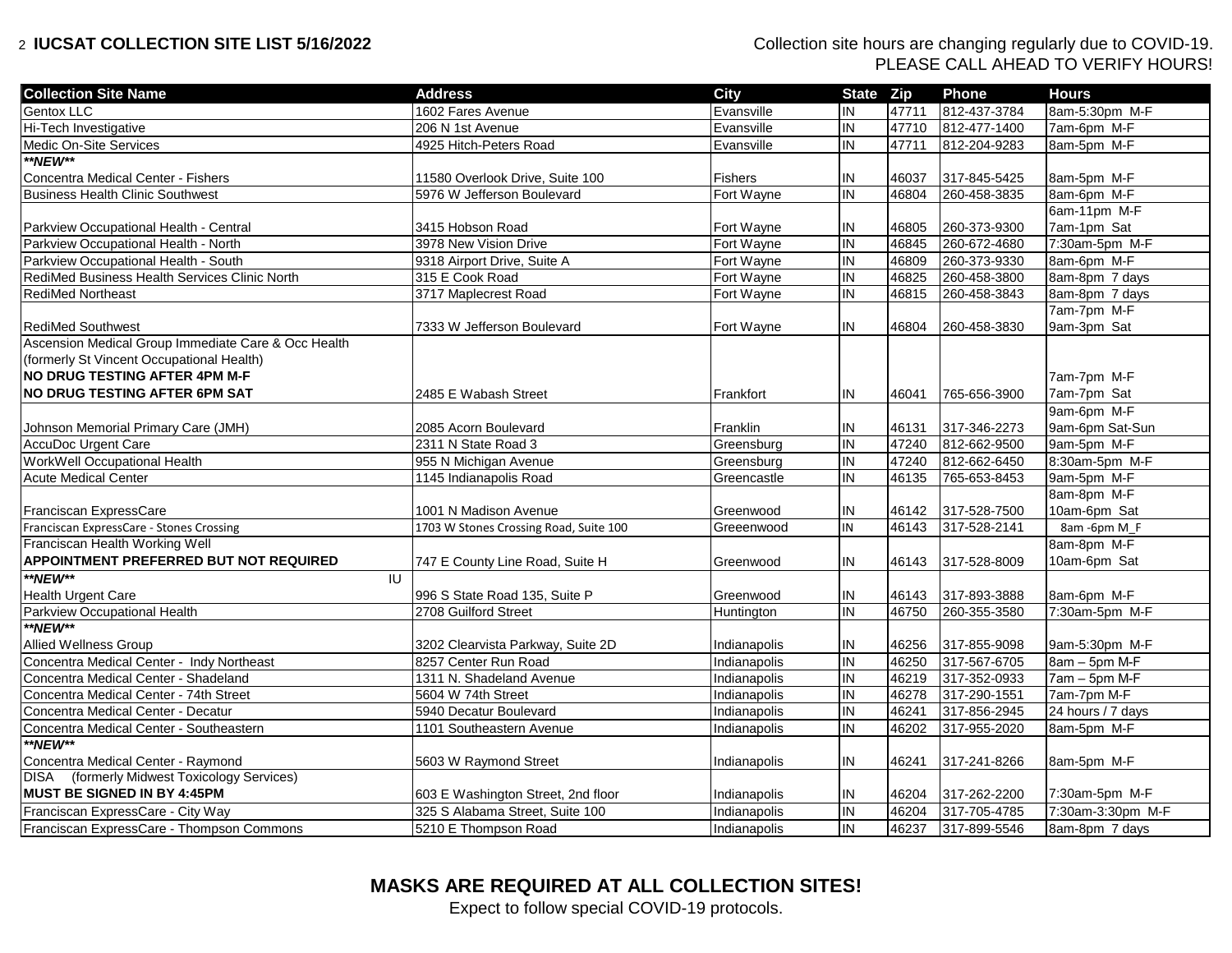## IUCSAT COLLECTION SITE LIST 5/16/2022

Collection site hours are changing regularly due to COVID-19.
PLEASE CALL AHEAD TO VERIFY HOURS!

| Collection Site Name | Address | City | State | Zip | Phone | Hours |
|---|---|---|---|---|---|---|
| Gentox LLC | 1602 Fares Avenue | Evansville | IN | 47711 | 812-437-3784 | 8am-5:30pm M-F |
| Hi-Tech Investigative | 206 N 1st Avenue | Evansville | IN | 47710 | 812-477-1400 | 7am-6pm M-F |
| Medic On-Site Services | 4925 Hitch-Peters Road | Evansville | IN | 47711 | 812-204-9283 | 8am-5pm M-F |
| ***NEW*** Concentra Medical Center - Fishers | 11580 Overlook Drive, Suite 100 | Fishers | IN | 46037 | 317-845-5425 | 8am-5pm M-F |
| Business Health Clinic Southwest | 5976 W Jefferson Boulevard | Fort Wayne | IN | 46804 | 260-458-3835 | 8am-6pm M-F |
| Parkview Occupational Health - Central | 3415 Hobson Road | Fort Wayne | IN | 46805 | 260-373-9300 | 6am-11pm M-F 7am-1pm Sat |
| Parkview Occupational Health - North | 3978 New Vision Drive | Fort Wayne | IN | 46845 | 260-672-4680 | 7:30am-5pm M-F |
| Parkview Occupational Health - South | 9318 Airport Drive, Suite A | Fort Wayne | IN | 46809 | 260-373-9330 | 8am-6pm M-F |
| RediMed Business Health Services Clinic North | 315 E Cook Road | Fort Wayne | IN | 46825 | 260-458-3800 | 8am-8pm 7 days |
| RediMed Northeast | 3717 Maplecrest Road | Fort Wayne | IN | 46815 | 260-458-3843 | 8am-8pm 7 days |
| RediMed Southwest | 7333 W Jefferson Boulevard | Fort Wayne | IN | 46804 | 260-458-3830 | 7am-7pm M-F 9am-3pm Sat |
| Ascension Medical Group Immediate Care & Occ Health (formerly St Vincent Occupational Health) **NO DRUG TESTING AFTER 4PM M-F** **NO DRUG TESTING AFTER 6PM SAT** | 2485 E Wabash Street | Frankfort | IN | 46041 | 765-656-3900 | 7am-7pm M-F 7am-7pm Sat |
| Johnson Memorial Primary Care (JMH) | 2085 Acorn Boulevard | Franklin | IN | 46131 | 317-346-2273 | 9am-6pm M-F 9am-6pm Sat-Sun |
| AccuDoc Urgent Care | 2311 N State Road 3 | Greensburg | IN | 47240 | 812-662-9500 | 9am-5pm M-F |
| WorkWell Occupational Health | 955 N Michigan Avenue | Greensburg | IN | 47240 | 812-662-6450 | 8:30am-5pm M-F |
| Acute Medical Center | 1145 Indianapolis Road | Greencastle | IN | 46135 | 765-653-8453 | 9am-5pm M-F |
| Franciscan ExpressCare | 1001 N Madison Avenue | Greenwood | IN | 46142 | 317-528-7500 | 8am-8pm M-F 10am-6pm Sat |
| Franciscan ExpressCare - Stones Crossing | 1703 W Stones Crossing Road, Suite 100 | Greeenwood | IN | 46143 | 317-528-2141 | 8am -6pm M_F |
| Franciscan Health Working Well **APPOINTMENT PREFERRED BUT NOT REQUIRED** | 747 E County Line Road, Suite H | Greenwood | IN | 46143 | 317-528-8009 | 8am-8pm M-F 10am-6pm Sat |
| ***NEW*** IU Health Urgent Care | 996 S State Road 135, Suite P | Greenwood | IN | 46143 | 317-893-3888 | 8am-6pm M-F |
| Parkview Occupational Health | 2708 Guilford Street | Huntington | IN | 46750 | 260-355-3580 | 7:30am-5pm M-F |
| ***NEW*** Allied Wellness Group | 3202 Clearvista Parkway, Suite 2D | Indianapolis | IN | 46256 | 317-855-9098 | 9am-5:30pm M-F |
| Concentra Medical Center - Indy Northeast | 8257 Center Run Road | Indianapolis | IN | 46250 | 317-567-6705 | 8am – 5pm M-F |
| Concentra Medical Center - Shadeland | 1311 N. Shadeland Avenue | Indianapolis | IN | 46219 | 317-352-0933 | 7am – 5pm M-F |
| Concentra Medical Center - 74th Street | 5604 W 74th Street | Indianapolis | IN | 46278 | 317-290-1551 | 7am-7pm M-F |
| Concentra Medical Center - Decatur | 5940 Decatur Boulevard | Indianapolis | IN | 46241 | 317-856-2945 | 24 hours / 7 days |
| Concentra Medical Center - Southeastern | 1101 Southeastern Avenue | Indianapolis | IN | 46202 | 317-955-2020 | 8am-5pm M-F |
| ***NEW*** Concentra Medical Center - Raymond | 5603 W Raymond Street | Indianapolis | IN | 46241 | 317-241-8266 | 8am-5pm M-F |
| DISA (formerly Midwest Toxicology Services) **MUST BE SIGNED IN BY 4:45PM** | 603 E Washington Street, 2nd floor | Indianapolis | IN | 46204 | 317-262-2200 | 7:30am-5pm M-F |
| Franciscan ExpressCare - City Way | 325 S Alabama Street, Suite 100 | Indianapolis | IN | 46204 | 317-705-4785 | 7:30am-3:30pm M-F |
| Franciscan ExpressCare - Thompson Commons | 5210 E Thompson Road | Indianapolis | IN | 46237 | 317-899-5546 | 8am-8pm 7 days |

**MASKS ARE REQUIRED AT ALL COLLECTION SITES!**

Expect to follow special COVID-19 protocols.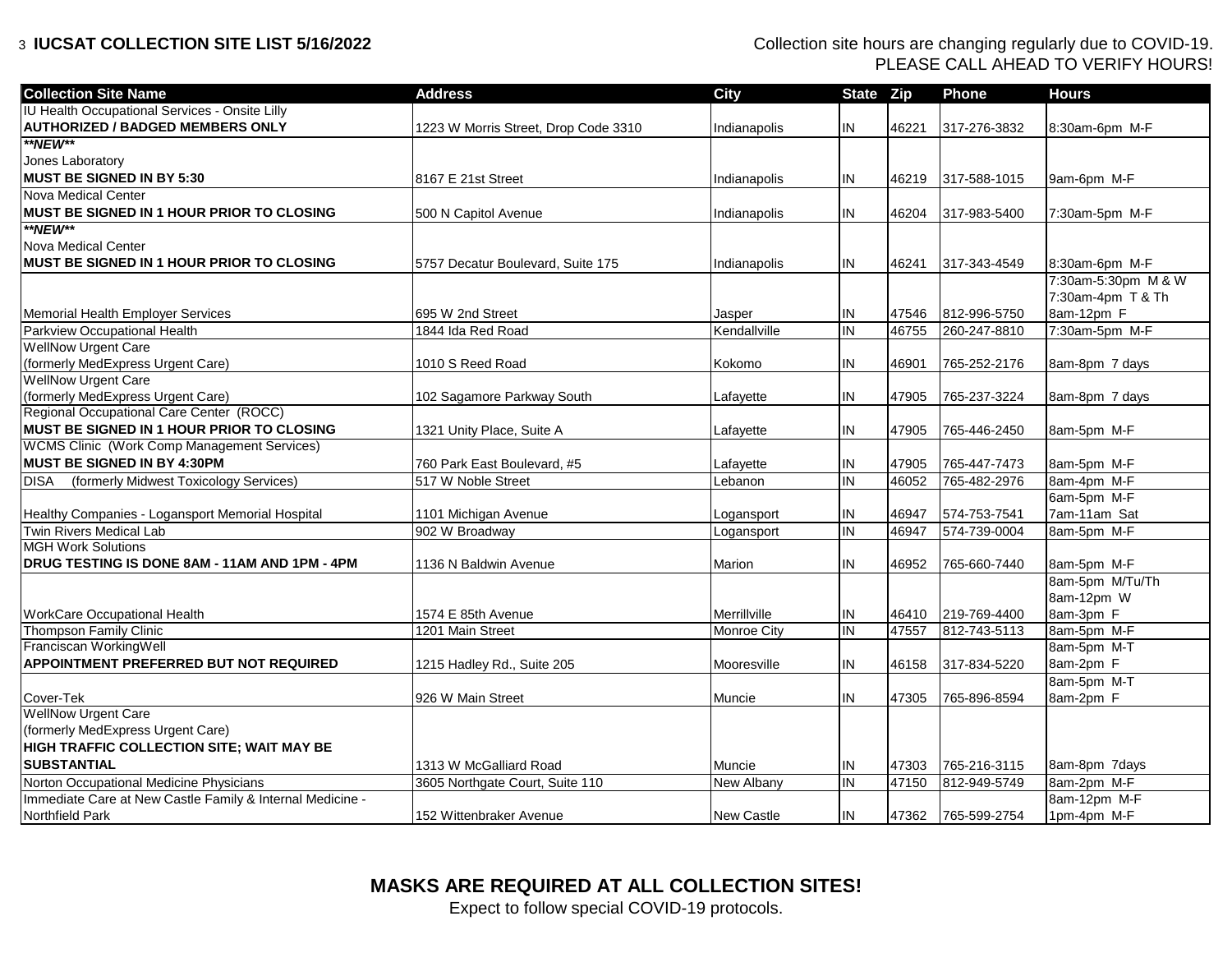**IUCSAT COLLECTION SITE LIST 5/16/2022**

Collection site hours are changing regularly due to COVID-19.
PLEASE CALL AHEAD TO VERIFY HOURS!

| Collection Site Name | Address | City | State | Zip | Phone | Hours |
|---|---|---|---|---|---|---|
| IU Health Occupational Services - Onsite Lilly<br>**AUTHORIZED / BADGED MEMBERS ONLY** | 1223 W Morris Street, Drop Code 3310 | Indianapolis | IN | 46221 | 317-276-3832 | 8:30am-6pm M-F |
| ***\*\*NEW\*\**** <br>Jones Laboratory<br>**MUST BE SIGNED IN BY 5:30** | 8167 E 21st Street | Indianapolis | IN | 46219 | 317-588-1015 | 9am-6pm M-F |
| Nova Medical Center<br>**MUST BE SIGNED IN 1 HOUR PRIOR TO CLOSING** | 500 N Capitol Avenue | Indianapolis | IN | 46204 | 317-983-5400 | 7:30am-5pm M-F |
| ***\*\*NEW\*\**** <br>Nova Medical Center<br>**MUST BE SIGNED IN 1 HOUR PRIOR TO CLOSING** | 5757 Decatur Boulevard, Suite 175 | Indianapolis | IN | 46241 | 317-343-4549 | 8:30am-6pm M-F |
| Memorial Health Employer Services | 695 W 2nd Street | Jasper | IN | 47546 | 812-996-5750 | 7:30am-5:30pm M & W<br>7:30am-4pm T & Th<br>8am-12pm F |
| Parkview Occupational Health | 1844 Ida Red Road | Kendallville | IN | 46755 | 260-247-8810 | 7:30am-5pm M-F |
| WellNow Urgent Care<br>(formerly MedExpress Urgent Care) | 1010 S Reed Road | Kokomo | IN | 46901 | 765-252-2176 | 8am-8pm 7 days |
| WellNow Urgent Care<br>(formerly MedExpress Urgent Care) | 102 Sagamore Parkway South | Lafayette | IN | 47905 | 765-237-3224 | 8am-8pm 7 days |
| Regional Occupational Care Center (ROCC)<br>**MUST BE SIGNED IN 1 HOUR PRIOR TO CLOSING** | 1321 Unity Place, Suite A | Lafayette | IN | 47905 | 765-446-2450 | 8am-5pm M-F |
| WCMS Clinic (Work Comp Management Services)<br>**MUST BE SIGNED IN BY 4:30PM** | 760 Park East Boulevard, #5 | Lafayette | IN | 47905 | 765-447-7473 | 8am-5pm M-F |
| DISA (formerly Midwest Toxicology Services) | 517 W Noble Street | Lebanon | IN | 46052 | 765-482-2976 | 8am-4pm M-F |
| Healthy Companies - Logansport Memorial Hospital | 1101 Michigan Avenue | Logansport | IN | 46947 | 574-753-7541 | 6am-5pm M-F<br>7am-11am Sat |
| Twin Rivers Medical Lab | 902 W Broadway | Logansport | IN | 46947 | 574-739-0004 | 8am-5pm M-F |
| MGH Work Solutions<br>**DRUG TESTING IS DONE 8AM - 11AM AND 1PM - 4PM** | 1136 N Baldwin Avenue | Marion | IN | 46952 | 765-660-7440 | 8am-5pm M-F |
| WorkCare Occupational Health | 1574 E 85th Avenue | Merrillville | IN | 46410 | 219-769-4400 | 8am-5pm M/Tu/Th<br>8am-12pm W<br>8am-3pm F |
| Thompson Family Clinic | 1201 Main Street | Monroe City | IN | 47557 | 812-743-5113 | 8am-5pm M-F |
| Franciscan WorkingWell<br>**APPOINTMENT PREFERRED BUT NOT REQUIRED** | 1215 Hadley Rd., Suite 205 | Mooresville | IN | 46158 | 317-834-5220 | 8am-5pm M-T<br>8am-2pm F |
| Cover-Tek | 926 W Main Street | Muncie | IN | 47305 | 765-896-8594 | 8am-5pm M-T<br>8am-2pm F |
| WellNow Urgent Care<br>(formerly MedExpress Urgent Care)<br>**HIGH TRAFFIC COLLECTION SITE; WAIT MAY BE SUBSTANTIAL** | 1313 W McGalliard Road | Muncie | IN | 47303 | 765-216-3115 | 8am-8pm 7days |
| Norton Occupational Medicine Physicians | 3605 Northgate Court, Suite 110 | New Albany | IN | 47150 | 812-949-5749 | 8am-2pm M-F |
| Immediate Care at New Castle Family & Internal Medicine - Northfield Park | 152 Wittenbraker Avenue | New Castle | IN | 47362 | 765-599-2754 | 8am-12pm M-F<br>1pm-4pm M-F |

**MASKS ARE REQUIRED AT ALL COLLECTION SITES!**

Expect to follow special COVID-19 protocols.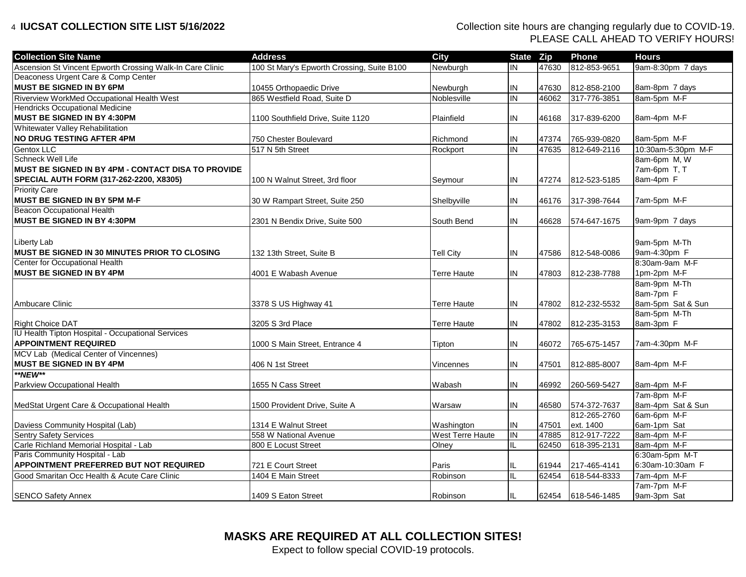**IUCSAT COLLECTION SITE LIST 5/16/2022**

Collection site hours are changing regularly due to COVID-19. PLEASE CALL AHEAD TO VERIFY HOURS!

| Collection Site Name | Address | City | State | Zip | Phone | Hours |
|---|---|---|---|---|---|---|
| Ascension St Vincent Epworth Crossing Walk-In Care Clinic | 100 St Mary's Epworth Crossing, Suite B100 | Newburgh | IN | 47630 | 812-853-9651 | 9am-8:30pm 7 days |
| Deaconess Urgent Care & Comp Center **MUST BE SIGNED IN BY 6PM** | 10455 Orthopaedic Drive | Newburgh | IN | 47630 | 812-858-2100 | 8am-8pm 7 days |
| Riverview WorkMed Occupational Health West | 865 Westfield Road, Suite D | Noblesville | IN | 46062 | 317-776-3851 | 8am-5pm M-F |
| Hendricks Occupational Medicine **MUST BE SIGNED IN BY 4:30PM** | 1100 Southfield Drive, Suite 1120 | Plainfield | IN | 46168 | 317-839-6200 | 8am-4pm M-F |
| Whitewater Valley Rehabilitation **NO DRUG TESTING AFTER 4PM** | 750 Chester Boulevard | Richmond | IN | 47374 | 765-939-0820 | 8am-5pm M-F |
| Gentox LLC | 517 N 5th Street | Rockport | IN | 47635 | 812-649-2116 | 10:30am-5:30pm M-F |
| Schneck Well Life **MUST BE SIGNED IN BY 4PM - CONTACT DISA TO PROVIDE SPECIAL AUTH FORM (317-262-2200, X8305)** | 100 N Walnut Street, 3rd floor | Seymour | IN | 47274 | 812-523-5185 | 8am-6pm M, W 7am-6pm T, T 8am-4pm F |
| Priority Care **MUST BE SIGNED IN BY 5PM M-F** | 30 W Rampart Street, Suite 250 | Shelbyville | IN | 46176 | 317-398-7644 | 7am-5pm M-F |
| Beacon Occupational Health **MUST BE SIGNED IN BY 4:30PM** | 2301 N Bendix Drive, Suite 500 | South Bend | IN | 46628 | 574-647-1675 | 9am-9pm 7 days |
| Liberty Lab **MUST BE SIGNED IN 30 MINUTES PRIOR TO CLOSING** | 132 13th Street, Suite B | Tell City | IN | 47586 | 812-548-0086 | 9am-5pm M-Th 9am-4:30pm F |
| Center for Occupational Health **MUST BE SIGNED IN BY 4PM** | 4001 E Wabash Avenue | Terre Haute | IN | 47803 | 812-238-7788 | 8:30am-9am M-F 1pm-2pm M-F |
| Ambucare Clinic | 3378 S US Highway 41 | Terre Haute | IN | 47802 | 812-232-5532 | 8am-9pm M-Th 8am-7pm F 8am-5pm Sat & Sun |
| Right Choice DAT | 3205 S 3rd Place | Terre Haute | IN | 47802 | 812-235-3153 | 8am-5pm M-Th 8am-3pm F |
| IU Health Tipton Hospital - Occupational Services **APPOINTMENT REQUIRED** | 1000 S Main Street, Entrance 4 | Tipton | IN | 46072 | 765-675-1457 | 7am-4:30pm M-F |
| MCV Lab (Medical Center of Vincennes) **MUST BE SIGNED IN BY 4PM** | 406 N 1st Street | Vincennes | IN | 47501 | 812-885-8007 | 8am-4pm M-F |
| ***\*\*NEW\*\**** Parkview Occupational Health | 1655 N Cass Street | Wabash | IN | 46992 | 260-569-5427 | 8am-4pm M-F |
| MedStat Urgent Care & Occupational Health | 1500 Provident Drive, Suite A | Warsaw | IN | 46580 | 574-372-7637 | 7am-8pm M-F 8am-4pm Sat & Sun |
| Daviess Community Hospital (Lab) | 1314 E Walnut Street | Washington | IN | 47501 | 812-265-2760 ext. 1400 | 6am-6pm M-F 6am-1pm Sat |
| Sentry Safety Services | 558 W National Avenue | West Terre Haute | IN | 47885 | 812-917-7222 | 8am-4pm M-F |
| Carle Richland Memorial Hospital - Lab | 800 E Locust Street | Olney | IL | 62450 | 618-395-2131 | 8am-4pm M-F |
| Paris Community Hospital - Lab **APPOINTMENT PREFERRED BUT NOT REQUIRED** | 721 E Court Street | Paris | IL | 61944 | 217-465-4141 | 6:30am-5pm M-T 6:30am-10:30am F |
| Good Smaritan Occ Health & Acute Care Clinic | 1404 E Main Street | Robinson | IL | 62454 | 618-544-8333 | 7am-4pm M-F |
| SENCO Safety Annex | 1409 S Eaton Street | Robinson | IL | 62454 | 618-546-1485 | 7am-7pm M-F 9am-3pm Sat |

**MASKS ARE REQUIRED AT ALL COLLECTION SITES!**

Expect to follow special COVID-19 protocols.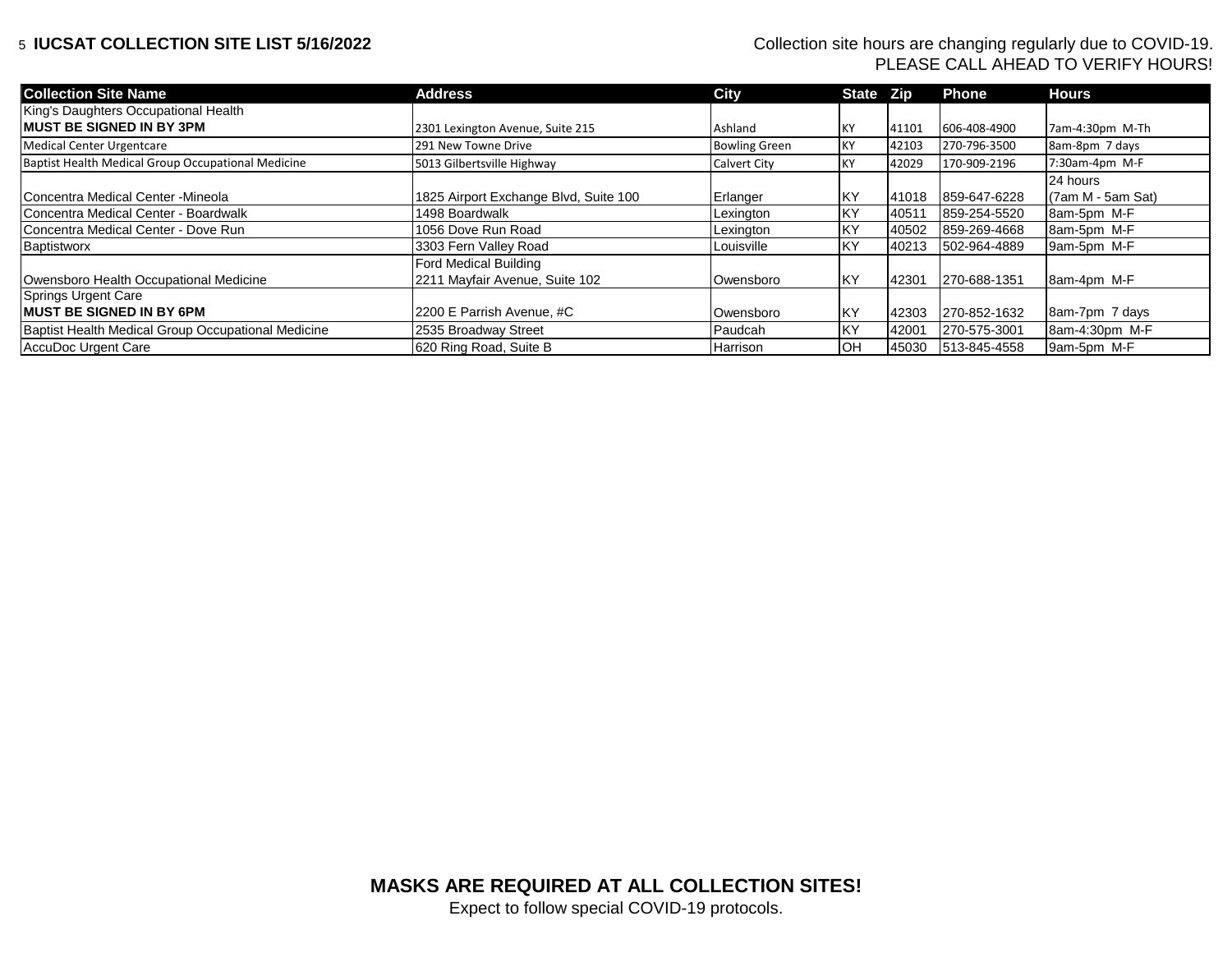**IUCSAT COLLECTION SITE LIST 5/16/2022**

Collection site hours are changing regularly due to COVID-19.
PLEASE CALL AHEAD TO VERIFY HOURS!

| Collection Site Name | Address | City | State | Zip | Phone | Hours |
|---|---|---|---|---|---|---|
| King's Daughters Occupational Health **MUST BE SIGNED IN BY 3PM** | 2301 Lexington Avenue, Suite 215 | Ashland | KY | 41101 | 606-408-4900 | 7am-4:30pm M-Th |
| Medical Center Urgentcare | 291 New Towne Drive | Bowling Green | KY | 42103 | 270-796-3500 | 8am-8pm 7 days |
| Baptist Health Medical Group Occupational Medicine | 5013 Gilbertsville Highway | Calvert City | KY | 42029 | 170-909-2196 | 7:30am-4pm M-F |
| Concentra Medical Center -Mineola | 1825 Airport Exchange Blvd, Suite 100 | Erlanger | KY | 41018 | 859-647-6228 | 24 hours (7am M - 5am Sat) |
| Concentra Medical Center - Boardwalk | 1498 Boardwalk | Lexington | KY | 40511 | 859-254-5520 | 8am-5pm M-F |
| Concentra Medical Center - Dove Run | 1056 Dove Run Road | Lexington | KY | 40502 | 859-269-4668 | 8am-5pm M-F |
| Baptistworx | 3303 Fern Valley Road | Louisville | KY | 40213 | 502-964-4889 | 9am-5pm M-F |
| Owensboro Health Occupational Medicine | Ford Medical Building 2211 Mayfair Avenue, Suite 102 | Owensboro | KY | 42301 | 270-688-1351 | 8am-4pm M-F |
| Springs Urgent Care **MUST BE SIGNED IN BY 6PM** | 2200 E Parrish Avenue, #C | Owensboro | KY | 42303 | 270-852-1632 | 8am-7pm 7 days |
| Baptist Health Medical Group Occupational Medicine | 2535 Broadway Street | Paudcah | KY | 42001 | 270-575-3001 | 8am-4:30pm M-F |
| AccuDoc Urgent Care | 620 Ring Road, Suite B | Harrison | OH | 45030 | 513-845-4558 | 9am-5pm M-F |

**MASKS ARE REQUIRED AT ALL COLLECTION SITES!**

Expect to follow special COVID-19 protocols.